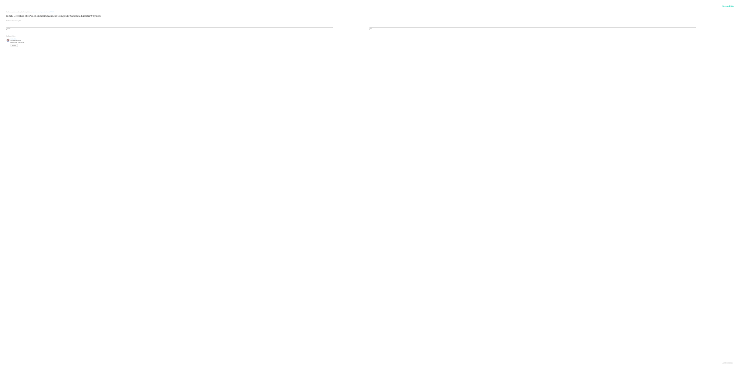# In Situ Detection of HPVs on Clinical Specimens Using Fully Automated Ximatrix® System

CITATIONS

READS

1 author: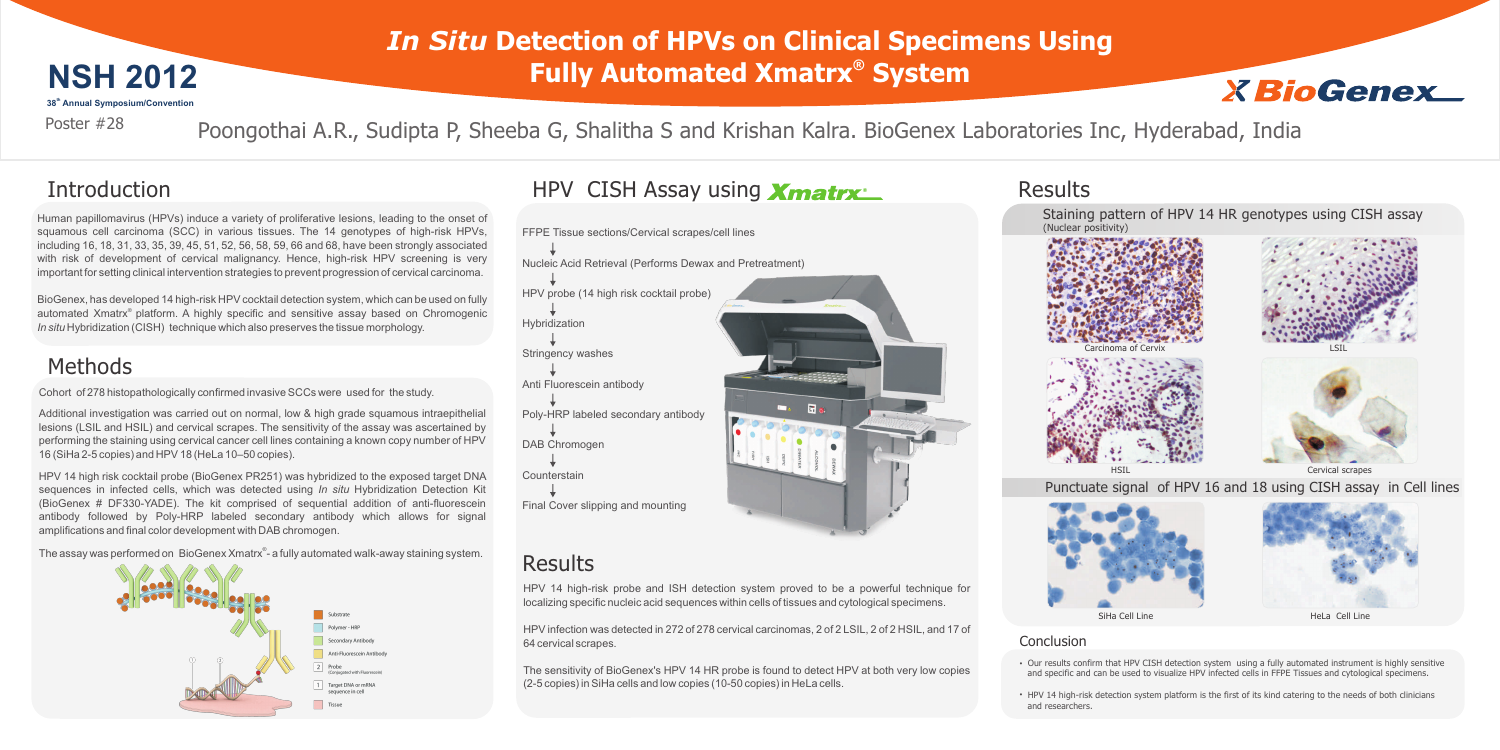# *In Situ* Detection of HPVs on Clinical Specimens Using Fully Automated Xmatrx® System

**NSH 2012**

38th Annual Symposium/Convention

Poster #28

Poongothai A.R., Sudipta P, Sheeba G, Shalitha S and Krishan Kalra. BioGenex Laboratories Inc, Hyderabad, India

## Introduction

Human papillomavirus (HPVs) induce a variety of proliferative lesions, leading to the onset of squamous cell carcinoma (SCC) in various tissues. The 14 genotypes of high-risk HPVs, including 16, 18, 31, 33, 35, 39, 45, 51, 52, 56, 58, 59, 66 and 68, have been strongly associated with risk of development of cervical malignancy. Hence, high-risk HPV screening is very important for setting clinical intervention strategies to prevent progression of cervical carcinoma.

BioGenex, has developed 14 high-risk HPV cocktail detection system, which can be used on fully automated Xmatrx® platform. A highly specific and sensitive assay based on Chromogenic *In situ* Hybridization (CISH) technique which also preserves the tissue morphology.

## Methods

Cohort of 278 histopathologically confirmed invasive SCCs were used for the study.

Additional investigation was carried out on normal, low & high grade squamous intraepithelial lesions (LSIL and HSIL) and cervical scrapes. The sensitivity of the assay was ascertained by performing the staining using cervical cancer cell lines containing a known copy number of HPV 16 (SiHa 2-5 copies) and HPV 18 (HeLa 10–50 copies).

HPV 14 high risk cocktail probe (BioGenex PR251) was hybridized to the exposed target DNA sequences in infected cells, which was detected using *In situ* Hybridization Detection Kit (BioGenex # DF330-YADE). The kit comprised of sequential addition of anti-fluorescein antibody followed by Poly-HRP labeled secondary antibody which allows for signal amplifications and final color development with DAB chromogen.

The assay was performed on BioGenex Xmatrx®- a fully automated walk-away staining system.

Substrate
Polymer - HRP
Secondary Antibody
Anti-Fluorescein Antibody
2 Probe (Conjugated with Fluorescein)
1 Target DNA or mRNA sequence in cell
Tissue

## HPV CISH Assay using Xmatrx

FFPE Tissue sections/Cervical scrapes/cell lines
↓
Nucleic Acid Retrieval (Performs Dewax and Pretreatment)
↓
HPV probe (14 high risk cocktail probe)
↓
Hybridization
↓
Stringency washes
↓
Anti Fluorescein antibody
↓
Poly-HRP labeled secondary antibody
↓
DAB Chromogen
↓
Counterstain
↓
Final Cover slipping and mounting

## Results

HPV 14 high-risk probe and ISH detection system proved to be a powerful technique for localizing specific nucleic acid sequences within cells of tissues and cytological specimens.

HPV infection was detected in 272 of 278 cervical carcinomas, 2 of 2 LSIL, 2 of 2 HSIL, and 17 of 64 cervical scrapes.

The sensitivity of BioGenex's HPV 14 HR probe is found to detect HPV at both very low copies (2-5 copies) in SiHa cells and low copies (10-50 copies) in HeLa cells.

## Results

Staining pattern of HPV 14 HR genotypes using CISH assay (Nuclear positivity)

Carcinoma of Cervix

LSIL

HSIL

Cervical scrapes

Punctuate signal of HPV 16 and 18 using CISH assay in Cell lines

SiHa Cell Line

HeLa Cell Line

### Conclusion

- Our results confirm that HPV CISH detection system using a fully automated instrument is highly sensitive and specific and can be used to visualize HPV infected cells in FFPE Tissues and cytological specimens.
- HPV 14 high-risk detection system platform is the first of its kind catering to the needs of both clinicians and researchers.